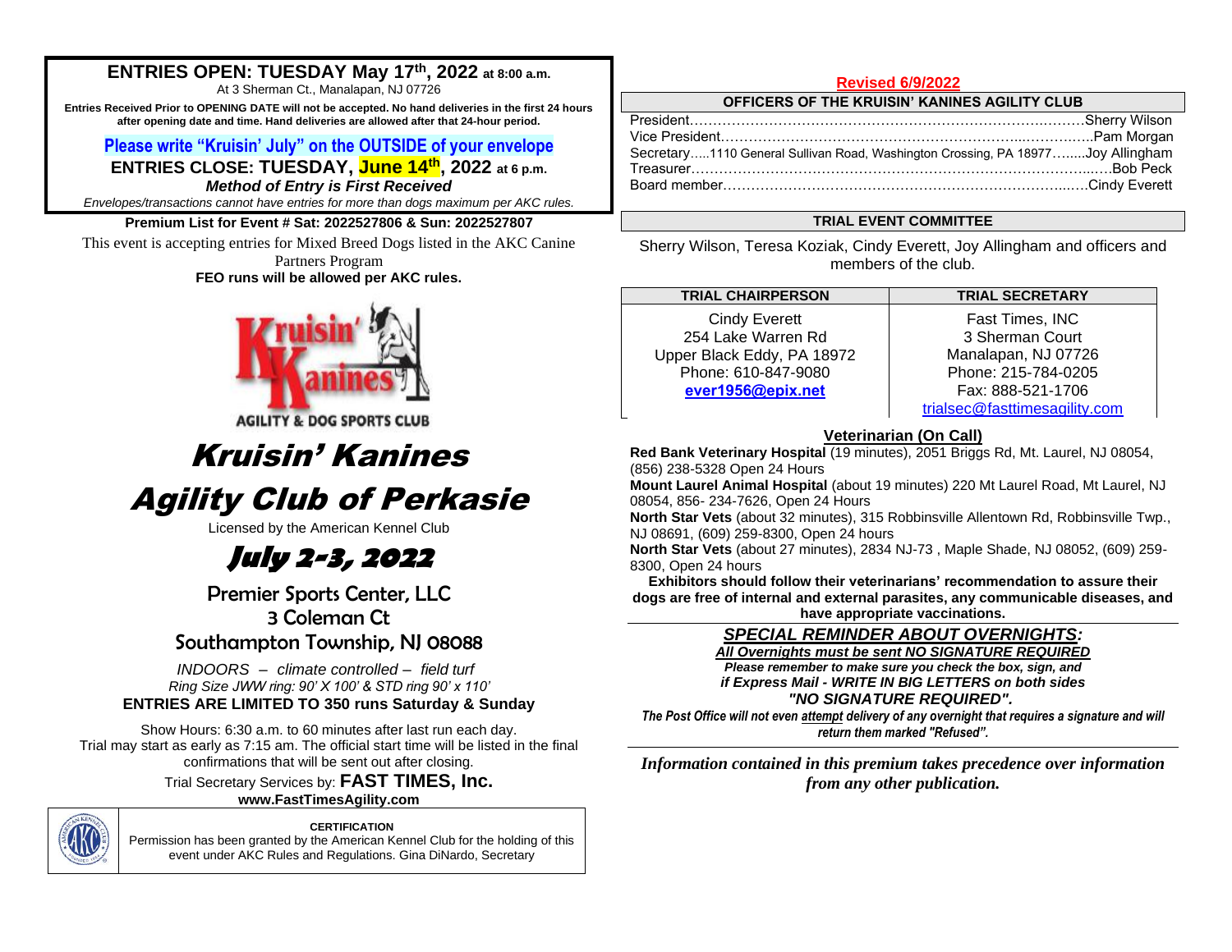## ENTRIES OPEN: TUESDAY May 17th, 2022 at 8:00 a.m.

At 3 Sherman Ct., Manalapan, NJ 07726

**Entries Received Prior to OPENING DATE will not be accepted. No hand deliveries in the first 24 hours after opening date and time. Hand deliveries are allowed after that 24-hour period.**

**Please write "Kruisin' July" on the OUTSIDE of your envelope**

**ENTRIES CLOSE: TUESDAY, June 14th, 2022 at 6 p.m.**

***Method of Entry is First Received***

*Envelopes/transactions cannot have entries for more than dogs maximum per AKC rules.*

**Premium List for Event # Sat: 2022527806 & Sun: 2022527807**

This event is accepting entries for Mixed Breed Dogs listed in the AKC Canine Partners Program

**FEO runs will be allowed per AKC rules.**

Kruisin' Kanines AGILITY & DOG SPORTS CLUB

# Kruisin' Kanines Agility Club of Perkasie

Licensed by the American Kennel Club

## July 2-3, 2022

### Premier Sports Center, LLC
### 3 Coleman Ct
### Southampton Township, NJ 08088

*INDOORS – climate controlled – field turf*

*Ring Size JWW ring: 90' X 100' & STD ring 90' x 110'*

**ENTRIES ARE LIMITED TO 350 runs Saturday & Sunday**

Show Hours: 6:30 a.m. to 60 minutes after last run each day.
Trial may start as early as 7:15 am. The official start time will be listed in the final confirmations that will be sent out after closing.

Trial Secretary Services by: **FAST TIMES, Inc.**
**www.FastTimesAgility.com**

**CERTIFICATION**
Permission has been granted by the American Kennel Club for the holding of this event under AKC Rules and Regulations. Gina DiNardo, Secretary

**Revised 6/9/2022**

| OFFICERS OF THE KRUISIN' KANINES AGILITY CLUB | |
|---|---|
| President | Sherry Wilson |
| Vice President | Pam Morgan |
| Secretary.....1110 General Sullivan Road, Washington Crossing, PA 18977 | Joy Allingham |
| Treasurer | Bob Peck |
| Board member | Cindy Everett |

**TRIAL EVENT COMMITTEE**

Sherry Wilson, Teresa Koziak, Cindy Everett, Joy Allingham and officers and members of the club.

| TRIAL CHAIRPERSON | TRIAL SECRETARY |
|---|---|
| Cindy Everett<br>254 Lake Warren Rd<br>Upper Black Eddy, PA 18972<br>Phone: 610-847-9080<br>**ever1956@epix.net** | Fast Times, INC<br>3 Sherman Court<br>Manalapan, NJ 07726<br>Phone: 215-784-0205<br>Fax: 888-521-1706<br>trialsec@fasttimesagility.com |

**Veterinarian (On Call)**

**Red Bank Veterinary Hospital** (19 minutes), 2051 Briggs Rd, Mt. Laurel, NJ 08054, (856) 238-5328 Open 24 Hours

**Mount Laurel Animal Hospital** (about 19 minutes) 220 Mt Laurel Road, Mt Laurel, NJ 08054, 856- 234-7626, Open 24 Hours

**North Star Vets** (about 32 minutes), 315 Robbinsville Allentown Rd, Robbinsville Twp., NJ 08691, (609) 259-8300, Open 24 hours

**North Star Vets** (about 27 minutes), 2834 NJ-73 , Maple Shade, NJ 08052, (609) 259-8300, Open 24 hours

**Exhibitors should follow their veterinarians' recommendation to assure their dogs are free of internal and external parasites, any communicable diseases, and have appropriate vaccinations.**

***SPECIAL REMINDER ABOUT OVERNIGHTS:***

***All Overnights must be sent NO SIGNATURE REQUIRED***

***Please remember to make sure you check the box, sign, and if Express Mail - WRITE IN BIG LETTERS on both sides "NO SIGNATURE REQUIRED".***

***The Post Office will not even attempt delivery of any overnight that requires a signature and will return them marked "Refused".***

***Information contained in this premium takes precedence over information from any other publication.***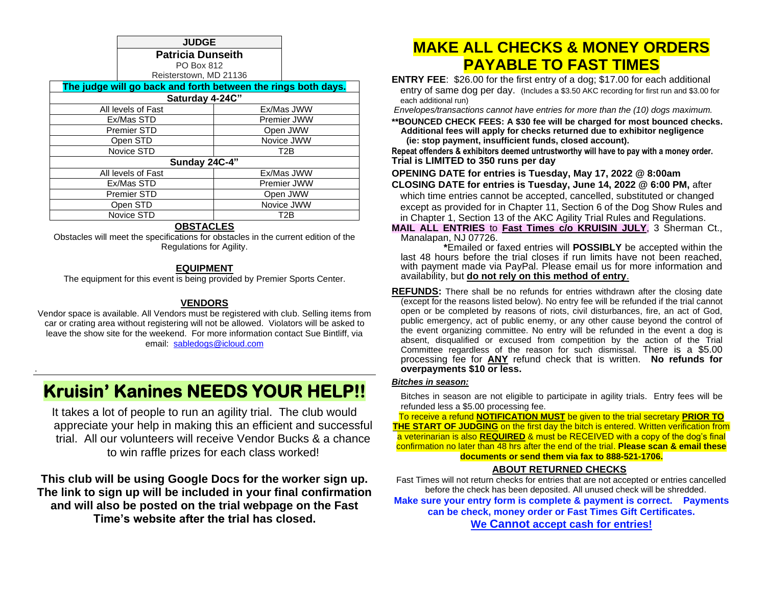| JUDGE |
| --- |
| **Patricia Dunseith** |
| PO Box 812 |
| Reisterstown, MD 21136 |

| The judge will go back and forth between the rings both days. | |
| --- | --- |
| **Saturday 4-24C"** | |
| All levels of Fast | Ex/Mas JWW |
| Ex/Mas STD | Premier JWW |
| Premier STD | Open JWW |
| Open STD | Novice JWW |
| Novice STD | T2B |
| **Sunday 24C-4"** | |
| All levels of Fast | Ex/Mas JWW |
| Ex/Mas STD | Premier JWW |
| Premier STD | Open JWW |
| Open STD | Novice JWW |
| Novice STD | T2B |

## OBSTACLES

Obstacles will meet the specifications for obstacles in the current edition of the Regulations for Agility.

## EQUIPMENT

The equipment for this event is being provided by Premier Sports Center.

## VENDORS

Vendor space is available. All Vendors must be registered with club. Selling items from car or crating area without registering will not be allowed. Violators will be asked to leave the show site for the weekend. For more information contact Sue Bintliff, via email: sabledogs@icloud.com

# Kruisin' Kanines NEEDS YOUR HELP!!

It takes a lot of people to run an agility trial. The club would appreciate your help in making this an efficient and successful trial. All our volunteers will receive Vendor Bucks & a chance to win raffle prizes for each class worked!

**This club will be using Google Docs for the worker sign up. The link to sign up will be included in your final confirmation and will also be posted on the trial webpage on the Fast Time's website after the trial has closed.**

# MAKE ALL CHECKS & MONEY ORDERS PAYABLE TO FAST TIMES

**ENTRY FEE**: $26.00 for the first entry of a dog; $17.00 for each additional entry of same dog per day. (Includes a $3.50 AKC recording for first run and $3.00 for each additional run)

*Envelopes/transactions cannot have entries for more than the (10) dogs maximum.*

****BOUNCED CHECK FEES: A $30 fee will be charged for most bounced checks. Additional fees will apply for checks returned due to exhibitor negligence (ie: stop payment, insufficient funds, closed account).**

**Repeat offenders & exhibitors deemed untrustworthy will have to pay with a money order.**

**Trial is LIMITED to 350 runs per day**

**OPENING DATE for entries is Tuesday, May 17, 2022 @ 8:00am**

**CLOSING DATE for entries is Tuesday, June 14, 2022 @ 6:00 PM,** after which time entries cannot be accepted, cancelled, substituted or changed except as provided for in Chapter 11, Section 6 of the Dog Show Rules and in Chapter 1, Section 13 of the AKC Agility Trial Rules and Regulations.

**MAIL ALL ENTRIES** to **Fast Times c/o KRUISIN JULY**, 3 Sherman Ct., Manalapan, NJ 07726.

**\***Emailed or faxed entries will **POSSIBLY** be accepted within the last 48 hours before the trial closes if run limits have not been reached, with payment made via PayPal. Please email us for more information and availability, but **do not rely on this method of entry**.

**REFUNDS:** There shall be no refunds for entries withdrawn after the closing date (except for the reasons listed below). No entry fee will be refunded if the trial cannot open or be completed by reasons of riots, civil disturbances, fire, an act of God, public emergency, act of public enemy, or any other cause beyond the control of the event organizing committee. No entry will be refunded in the event a dog is absent, disqualified or excused from competition by the action of the Trial Committee regardless of the reason for such dismissal. There is a $5.00 processing fee for **ANY** refund check that is written. **No refunds for overpayments $10 or less.**

***Bitches in season:***

Bitches in season are not eligible to participate in agility trials. Entry fees will be refunded less a $5.00 processing fee.

To receive a refund **NOTIFICATION MUST** be given to the trial secretary **PRIOR TO THE START OF JUDGING** on the first day the bitch is entered. Written verification from a veterinarian is also **REQUIRED** & must be RECEIVED with a copy of the dog's final confirmation no later than 48 hrs after the end of the trial. **Please scan & email these documents or send them via fax to 888-521-1706.**

## ABOUT RETURNED CHECKS

Fast Times will not return checks for entries that are not accepted or entries cancelled before the check has been deposited. All unused check will be shredded.

**Make sure your entry form is complete & payment is correct. Payments can be check, money order or Fast Times Gift Certificates.**

**We Cannot accept cash for entries!**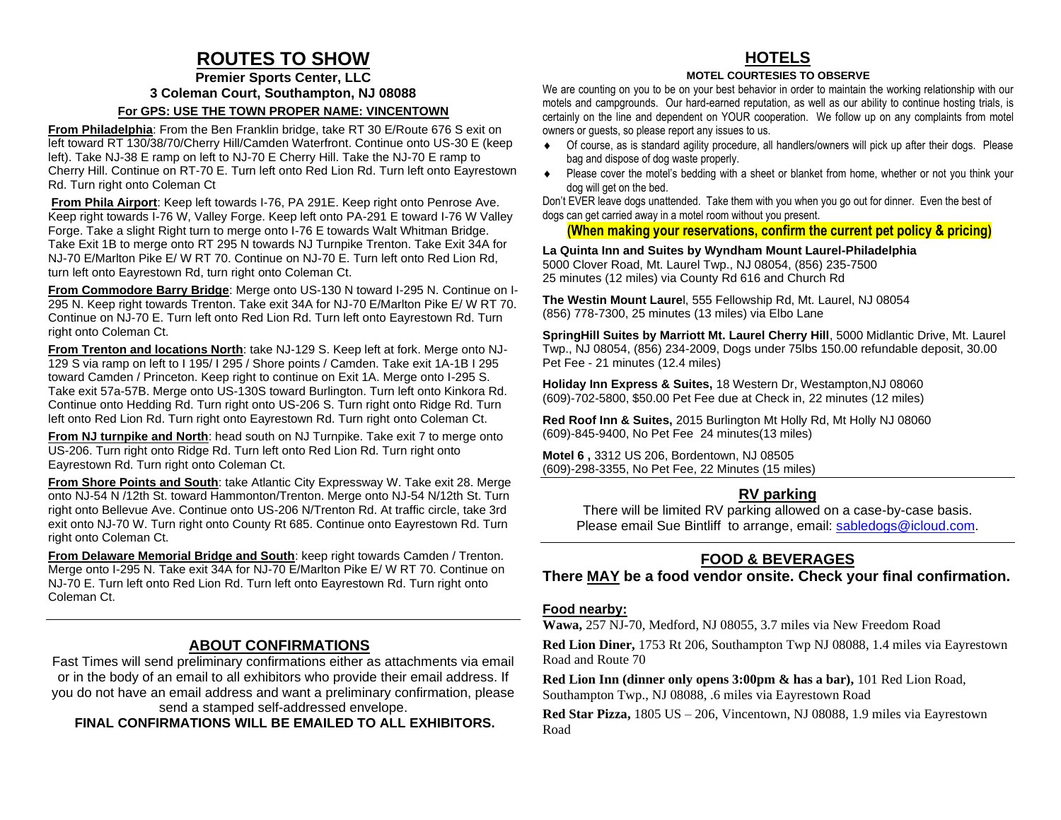# ROUTES TO SHOW

**Premier Sports Center, LLC**
**3 Coleman Court, Southampton, NJ 08088**

**For GPS: USE THE TOWN PROPER NAME: VINCENTOWN**

**From Philadelphia**: From the Ben Franklin bridge, take RT 30 E/Route 676 S exit on left toward RT 130/38/70/Cherry Hill/Camden Waterfront. Continue onto US-30 E (keep left). Take NJ-38 E ramp on left to NJ-70 E Cherry Hill. Take the NJ-70 E ramp to Cherry Hill. Continue on RT-70 E. Turn left onto Red Lion Rd. Turn left onto Eayrestown Rd. Turn right onto Coleman Ct

**From Phila Airport**: Keep left towards I-76, PA 291E. Keep right onto Penrose Ave. Keep right towards I-76 W, Valley Forge. Keep left onto PA-291 E toward I-76 W Valley Forge. Take a slight Right turn to merge onto I-76 E towards Walt Whitman Bridge. Take Exit 1B to merge onto RT 295 N towards NJ Turnpike Trenton. Take Exit 34A for NJ-70 E/Marlton Pike E/ W RT 70. Continue on NJ-70 E. Turn left onto Red Lion Rd, turn left onto Eayrestown Rd, turn right onto Coleman Ct.

**From Commodore Barry Bridge**: Merge onto US-130 N toward I-295 N. Continue on I-295 N. Keep right towards Trenton. Take exit 34A for NJ-70 E/Marlton Pike E/ W RT 70. Continue on NJ-70 E. Turn left onto Red Lion Rd. Turn left onto Eayrestown Rd. Turn right onto Coleman Ct.

**From Trenton and locations North**: take NJ-129 S. Keep left at fork. Merge onto NJ-129 S via ramp on left to I 195/ I 295 / Shore points / Camden. Take exit 1A-1B I 295 toward Camden / Princeton. Keep right to continue on Exit 1A. Merge onto I-295 S. Take exit 57a-57B. Merge onto US-130S toward Burlington. Turn left onto Kinkora Rd. Continue onto Hedding Rd. Turn right onto US-206 S. Turn right onto Ridge Rd. Turn left onto Red Lion Rd. Turn right onto Eayrestown Rd. Turn right onto Coleman Ct.

**From NJ turnpike and North**: head south on NJ Turnpike. Take exit 7 to merge onto US-206. Turn right onto Ridge Rd. Turn left onto Red Lion Rd. Turn right onto Eayrestown Rd. Turn right onto Coleman Ct.

**From Shore Points and South**: take Atlantic City Expressway W. Take exit 28. Merge onto NJ-54 N /12th St. toward Hammonton/Trenton. Merge onto NJ-54 N/12th St. Turn right onto Bellevue Ave. Continue onto US-206 N/Trenton Rd. At traffic circle, take 3rd exit onto NJ-70 W. Turn right onto County Rt 685. Continue onto Eayrestown Rd. Turn right onto Coleman Ct.

**From Delaware Memorial Bridge and South**: keep right towards Camden / Trenton. Merge onto I-295 N. Take exit 34A for NJ-70 E/Marlton Pike E/ W RT 70. Continue on NJ-70 E. Turn left onto Red Lion Rd. Turn left onto Eayrestown Rd. Turn right onto Coleman Ct.

## ABOUT CONFIRMATIONS

Fast Times will send preliminary confirmations either as attachments via email or in the body of an email to all exhibitors who provide their email address. If you do not have an email address and want a preliminary confirmation, please send a stamped self-addressed envelope.

**FINAL CONFIRMATIONS WILL BE EMAILED TO ALL EXHIBITORS.**

# HOTELS

**MOTEL COURTESIES TO OBSERVE**

We are counting on you to be on your best behavior in order to maintain the working relationship with our motels and campgrounds. Our hard-earned reputation, as well as our ability to continue hosting trials, is certainly on the line and dependent on YOUR cooperation. We follow up on any complaints from motel owners or guests, so please report any issues to us.

- Of course, as is standard agility procedure, all handlers/owners will pick up after their dogs. Please bag and dispose of dog waste properly.
- Please cover the motel's bedding with a sheet or blanket from home, whether or not you think your dog will get on the bed.

Don't EVER leave dogs unattended. Take them with you when you go out for dinner. Even the best of dogs can get carried away in a motel room without you present.

**(When making your reservations, confirm the current pet policy & pricing)**

**La Quinta Inn and Suites by Wyndham Mount Laurel-Philadelphia**
5000 Clover Road, Mt. Laurel Twp., NJ 08054, (856) 235-7500
25 minutes (12 miles) via County Rd 616 and Church Rd

**The Westin Mount Laure**l, 555 Fellowship Rd, Mt. Laurel, NJ 08054
(856) 778-7300, 25 minutes (13 miles) via Elbo Lane

**SpringHill Suites by Marriott Mt. Laurel Cherry Hill**, 5000 Midlantic Drive, Mt. Laurel Twp., NJ 08054, (856) 234-2009, Dogs under 75lbs 150.00 refundable deposit, 30.00 Pet Fee - 21 minutes (12.4 miles)

**Holiday Inn Express & Suites,** 18 Western Dr, Westampton,NJ 08060
(609)-702-5800, $50.00 Pet Fee due at Check in, 22 minutes (12 miles)

**Red Roof Inn & Suites,** 2015 Burlington Mt Holly Rd, Mt Holly NJ 08060
(609)-845-9400, No Pet Fee 24 minutes(13 miles)

**Motel 6 ,** 3312 US 206, Bordentown, NJ 08505
(609)-298-3355, No Pet Fee, 22 Minutes (15 miles)

## RV parking

There will be limited RV parking allowed on a case-by-case basis. Please email Sue Bintliff to arrange, email: sabledogs@icloud.com.

## FOOD & BEVERAGES

**There MAY be a food vendor onsite. Check your final confirmation.**

**Food nearby:**

**Wawa,** 257 NJ-70, Medford, NJ 08055, 3.7 miles via New Freedom Road

**Red Lion Diner,** 1753 Rt 206, Southampton Twp NJ 08088, 1.4 miles via Eayrestown Road and Route 70

**Red Lion Inn (dinner only opens 3:00pm & has a bar),** 101 Red Lion Road, Southampton Twp., NJ 08088, .6 miles via Eayrestown Road

**Red Star Pizza,** 1805 US – 206, Vincentown, NJ 08088, 1.9 miles via Eayrestown Road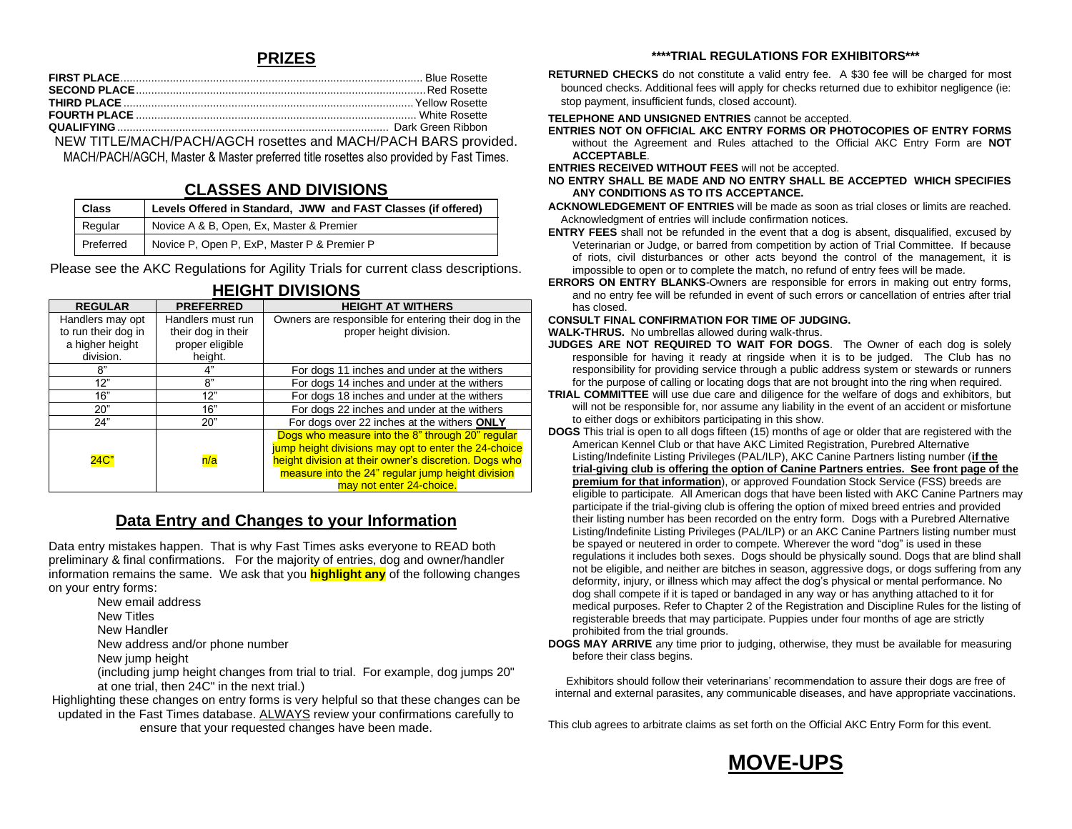## PRIZES

**FIRST PLACE**.................................................................................................. Blue Rosette
**SECOND PLACE**............................................................................................ Red Rosette
**THIRD PLACE**.............................................................................................. Yellow Rosette
**FOURTH PLACE**.......................................................................................... White Rosette
**QUALIFYING**........................................................................................ Dark Green Ribbon

NEW TITLE/MACH/PACH/AGCH rosettes and MACH/PACH BARS provided.
MACH/PACH/AGCH, Master & Master preferred title rosettes also provided by Fast Times.

## CLASSES AND DIVISIONS

| Class | Levels Offered in Standard, JWW and FAST Classes (if offered) |
|---|---|
| Regular | Novice A & B, Open, Ex, Master & Premier |
| Preferred | Novice P, Open P, ExP, Master P & Premier P |

Please see the AKC Regulations for Agility Trials for current class descriptions.

## HEIGHT DIVISIONS

| REGULAR | PREFERRED | HEIGHT AT WITHERS |
|---|---|---|
| Handlers may opt to run their dog in a higher height division. | Handlers must run their dog in their proper eligible height. | Owners are responsible for entering their dog in the proper height division. |
| 8" | 4" | For dogs 11 inches and under at the withers |
| 12" | 8" | For dogs 14 inches and under at the withers |
| 16" | 12" | For dogs 18 inches and under at the withers |
| 20" | 16" | For dogs 22 inches and under at the withers |
| 24" | 20" | For dogs over 22 inches at the withers **ONLY** |
| 24C" | n/a | Dogs who measure into the 8" through 20" regular jump height divisions may opt to enter the 24-choice height division at their owner's discretion. Dogs who measure into the 24" regular jump height division may not enter 24-choice. |

## Data Entry and Changes to your Information

Data entry mistakes happen. That is why Fast Times asks everyone to READ both preliminary & final confirmations. For the majority of entries, dog and owner/handler information remains the same. We ask that you **highlight any** of the following changes on your entry forms:

- New email address
- New Titles
- New Handler
- New address and/or phone number
- New jump height
  (including jump height changes from trial to trial. For example, dog jumps 20" at one trial, then 24C" in the next trial.)

Highlighting these changes on entry forms is very helpful so that these changes can be updated in the Fast Times database. ALWAYS review your confirmations carefully to ensure that your requested changes have been made.

### \*\*\*\*TRIAL REGULATIONS FOR EXHIBITORS\*\*\*

**RETURNED CHECKS** do not constitute a valid entry fee. A $30 fee will be charged for most bounced checks. Additional fees will apply for checks returned due to exhibitor negligence (ie: stop payment, insufficient funds, closed account).

**TELEPHONE AND UNSIGNED ENTRIES** cannot be accepted.

**ENTRIES NOT ON OFFICIAL AKC ENTRY FORMS OR PHOTOCOPIES OF ENTRY FORMS** without the Agreement and Rules attached to the Official AKC Entry Form are **NOT ACCEPTABLE**.

**ENTRIES RECEIVED WITHOUT FEES** will not be accepted.

**NO ENTRY SHALL BE MADE AND NO ENTRY SHALL BE ACCEPTED WHICH SPECIFIES ANY CONDITIONS AS TO ITS ACCEPTANCE.**

**ACKNOWLEDGEMENT OF ENTRIES** will be made as soon as trial closes or limits are reached. Acknowledgment of entries will include confirmation notices.

**ENTRY FEES** shall not be refunded in the event that a dog is absent, disqualified, excused by Veterinarian or Judge, or barred from competition by action of Trial Committee. If because of riots, civil disturbances or other acts beyond the control of the management, it is impossible to open or to complete the match, no refund of entry fees will be made.

**ERRORS ON ENTRY BLANKS**-Owners are responsible for errors in making out entry forms, and no entry fee will be refunded in event of such errors or cancellation of entries after trial has closed.

**CONSULT FINAL CONFIRMATION FOR TIME OF JUDGING.**

**WALK-THRUS.** No umbrellas allowed during walk-thrus.

**JUDGES ARE NOT REQUIRED TO WAIT FOR DOGS**. The Owner of each dog is solely responsible for having it ready at ringside when it is to be judged. The Club has no responsibility for providing service through a public address system or stewards or runners for the purpose of calling or locating dogs that are not brought into the ring when required.

**TRIAL COMMITTEE** will use due care and diligence for the welfare of dogs and exhibitors, but will not be responsible for, nor assume any liability in the event of an accident or misfortune to either dogs or exhibitors participating in this show.

**DOGS** This trial is open to all dogs fifteen (15) months of age or older that are registered with the American Kennel Club or that have AKC Limited Registration, Purebred Alternative Listing/Indefinite Listing Privileges (PAL/ILP), AKC Canine Partners listing number (**if the trial-giving club is offering the option of Canine Partners entries. See front page of the premium for that information**), or approved Foundation Stock Service (FSS) breeds are eligible to participate. All American dogs that have been listed with AKC Canine Partners may participate if the trial-giving club is offering the option of mixed breed entries and provided their listing number has been recorded on the entry form. Dogs with a Purebred Alternative Listing/Indefinite Listing Privileges (PAL/ILP) or an AKC Canine Partners listing number must be spayed or neutered in order to compete. Wherever the word "dog" is used in these regulations it includes both sexes. Dogs should be physically sound. Dogs that are blind shall not be eligible, and neither are bitches in season, aggressive dogs, or dogs suffering from any deformity, injury, or illness which may affect the dog's physical or mental performance. No dog shall compete if it is taped or bandaged in any way or has anything attached to it for medical purposes. Refer to Chapter 2 of the Registration and Discipline Rules for the listing of registerable breeds that may participate. Puppies under four months of age are strictly prohibited from the trial grounds.

**DOGS MAY ARRIVE** any time prior to judging, otherwise, they must be available for measuring before their class begins.

Exhibitors should follow their veterinarians' recommendation to assure their dogs are free of internal and external parasites, any communicable diseases, and have appropriate vaccinations.

This club agrees to arbitrate claims as set forth on the Official AKC Entry Form for this event.

## MOVE-UPS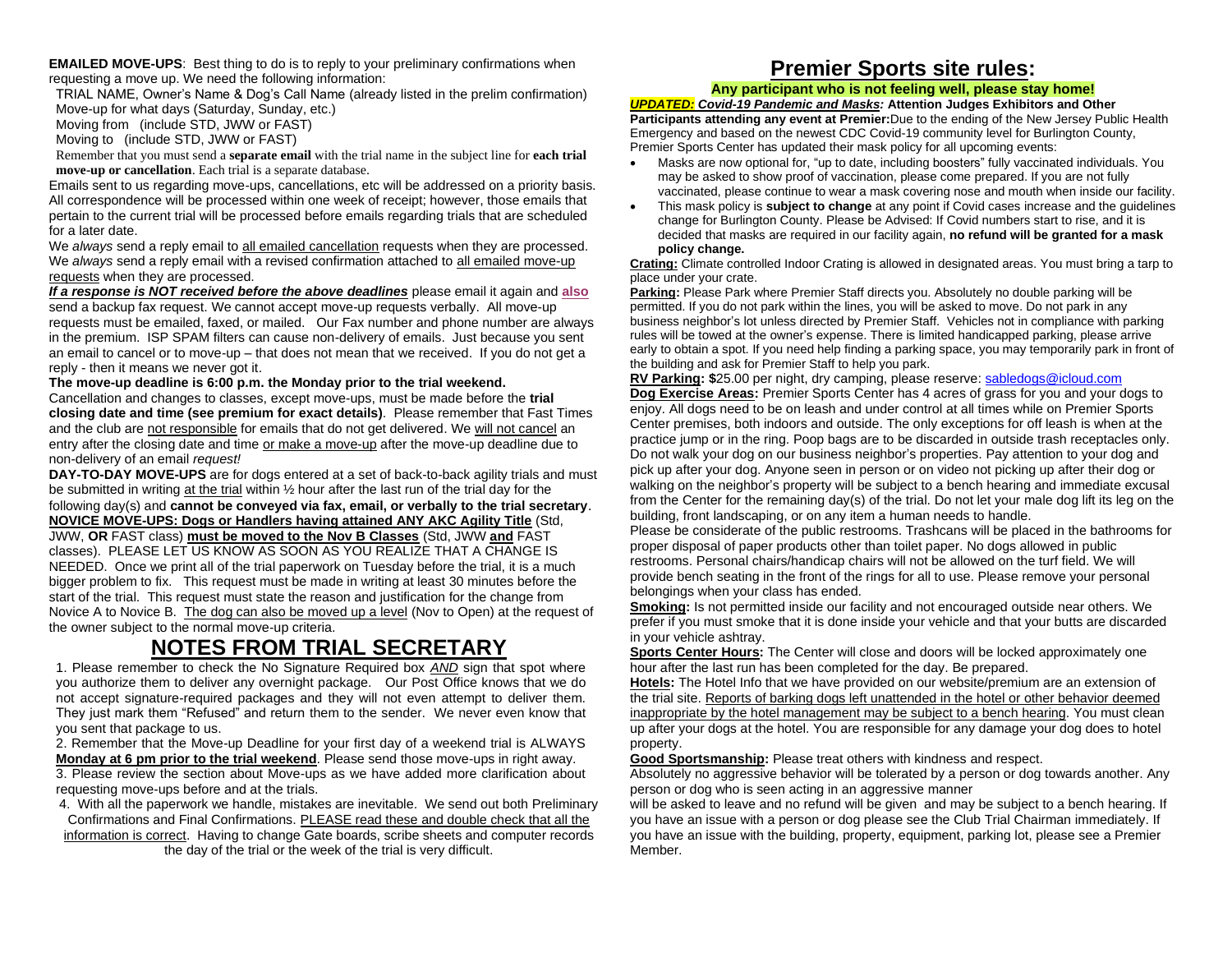**EMAILED MOVE-UPS**: Best thing to do is to reply to your preliminary confirmations when requesting a move up. We need the following information:

TRIAL NAME, Owner's Name & Dog's Call Name (already listed in the prelim confirmation)
Move-up for what days (Saturday, Sunday, etc.)
Moving from (include STD, JWW or FAST)
Moving to (include STD, JWW or FAST)

Remember that you must send a **separate email** with the trial name in the subject line for **each trial move-up or cancellation**. Each trial is a separate database.

Emails sent to us regarding move-ups, cancellations, etc will be addressed on a priority basis. All correspondence will be processed within one week of receipt; however, those emails that pertain to the current trial will be processed before emails regarding trials that are scheduled for a later date.

We *always* send a reply email to all emailed cancellation requests when they are processed. We *always* send a reply email with a revised confirmation attached to all emailed move-up requests when they are processed.

***If a response is NOT received before the above deadlines*** please email it again and **also** send a backup fax request. We cannot accept move-up requests verbally. All move-up requests must be emailed, faxed, or mailed. Our Fax number and phone number are always in the premium. ISP SPAM filters can cause non-delivery of emails. Just because you sent an email to cancel or to move-up – that does not mean that we received. If you do not get a reply - then it means we never got it.

**The move-up deadline is 6:00 p.m. the Monday prior to the trial weekend.**

Cancellation and changes to classes, except move-ups, must be made before the **trial closing date and time (see premium for exact details)**. Please remember that Fast Times and the club are not responsible for emails that do not get delivered. We will not cancel an entry after the closing date and time or make a move-up after the move-up deadline due to non-delivery of an email *request!*

**DAY-TO-DAY MOVE-UPS** are for dogs entered at a set of back-to-back agility trials and must be submitted in writing at the trial within ½ hour after the last run of the trial day for the following day(s) and **cannot be conveyed via fax, email, or verbally to the trial secretary**.

**NOVICE MOVE-UPS: Dogs or Handlers having attained ANY AKC Agility Title** (Std, JWW, **OR** FAST class) **must be moved to the Nov B Classes** (Std, JWW **and** FAST classes). PLEASE LET US KNOW AS SOON AS YOU REALIZE THAT A CHANGE IS NEEDED. Once we print all of the trial paperwork on Tuesday before the trial, it is a much bigger problem to fix. This request must be made in writing at least 30 minutes before the start of the trial. This request must state the reason and justification for the change from Novice A to Novice B. The dog can also be moved up a level (Nov to Open) at the request of the owner subject to the normal move-up criteria.

# NOTES FROM TRIAL SECRETARY

1. Please remember to check the No Signature Required box ***AND*** sign that spot where you authorize them to deliver any overnight package. Our Post Office knows that we do not accept signature-required packages and they will not even attempt to deliver them. They just mark them "Refused" and return them to the sender. We never even know that you sent that package to us.
2. Remember that the Move-up Deadline for your first day of a weekend trial is ALWAYS **Monday at 6 pm prior to the trial weekend**. Please send those move-ups in right away.
3. Please review the section about Move-ups as we have added more clarification about requesting move-ups before and at the trials.
4. With all the paperwork we handle, mistakes are inevitable. We send out both Preliminary Confirmations and Final Confirmations. PLEASE read these and double check that all the information is correct. Having to change Gate boards, scribe sheets and computer records the day of the trial or the week of the trial is very difficult.

# Premier Sports site rules:

**Any participant who is not feeling well, please stay home!**

***UPDATED: Covid-19 Pandemic and Masks:*** **Attention Judges Exhibitors and Other Participants attending any event at Premier:** Due to the ending of the New Jersey Public Health Emergency and based on the newest CDC Covid-19 community level for Burlington County, Premier Sports Center has updated their mask policy for all upcoming events:

- Masks are now optional for, "up to date, including boosters" fully vaccinated individuals. You may be asked to show proof of vaccination, please come prepared. If you are not fully vaccinated, please continue to wear a mask covering nose and mouth when inside our facility.
- This mask policy is **subject to change** at any point if Covid cases increase and the guidelines change for Burlington County. Please be Advised: If Covid numbers start to rise, and it is decided that masks are required in our facility again, **no refund will be granted for a mask policy change.**

**Crating:** Climate controlled Indoor Crating is allowed in designated areas. You must bring a tarp to place under your crate.

**Parking:** Please Park where Premier Staff directs you. Absolutely no double parking will be permitted. If you do not park within the lines, you will be asked to move. Do not park in any business neighbor's lot unless directed by Premier Staff. Vehicles not in compliance with parking rules will be towed at the owner's expense. There is limited handicapped parking, please arrive early to obtain a spot. If you need help finding a parking space, you may temporarily park in front of the building and ask for Premier Staff to help you park.

**RV Parking: $**25.00 per night, dry camping, please reserve: sabledogs@icloud.com

**Dog Exercise Areas:** Premier Sports Center has 4 acres of grass for you and your dogs to enjoy. All dogs need to be on leash and under control at all times while on Premier Sports Center premises, both indoors and outside. The only exceptions for off leash is when at the practice jump or in the ring. Poop bags are to be discarded in outside trash receptacles only. Do not walk your dog on our business neighbor's properties. Pay attention to your dog and pick up after your dog. Anyone seen in person or on video not picking up after their dog or walking on the neighbor's property will be subject to a bench hearing and immediate excusal from the Center for the remaining day(s) of the trial. Do not let your male dog lift its leg on the building, front landscaping, or on any item a human needs to handle.

Please be considerate of the public restrooms. Trashcans will be placed in the bathrooms for proper disposal of paper products other than toilet paper. No dogs allowed in public restrooms. Personal chairs/handicap chairs will not be allowed on the turf field. We will provide bench seating in the front of the rings for all to use. Please remove your personal belongings when your class has ended.

**Smoking:** Is not permitted inside our facility and not encouraged outside near others. We prefer if you must smoke that it is done inside your vehicle and that your butts are discarded in your vehicle ashtray.

**Sports Center Hours:** The Center will close and doors will be locked approximately one hour after the last run has been completed for the day. Be prepared.

**Hotels:** The Hotel Info that we have provided on our website/premium are an extension of the trial site. Reports of barking dogs left unattended in the hotel or other behavior deemed inappropriate by the hotel management may be subject to a bench hearing. You must clean up after your dogs at the hotel. You are responsible for any damage your dog does to hotel property.

**Good Sportsmanship:** Please treat others with kindness and respect.

Absolutely no aggressive behavior will be tolerated by a person or dog towards another. Any person or dog who is seen acting in an aggressive manner will be asked to leave and no refund will be given and may be subject to a bench hearing. If you have an issue with a person or dog please see the Club Trial Chairman immediately. If you have an issue with the building, property, equipment, parking lot, please see a Premier Member.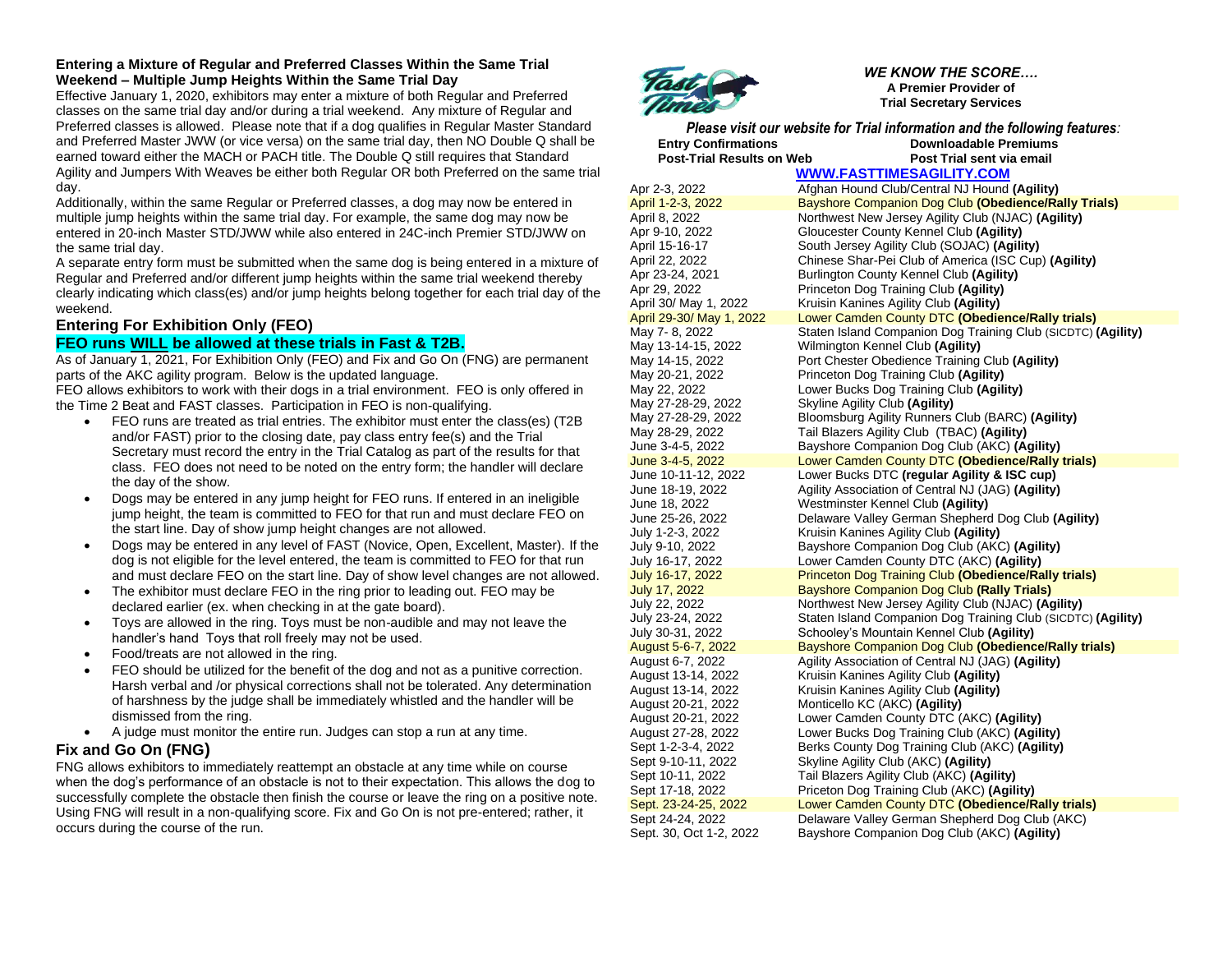**Entering a Mixture of Regular and Preferred Classes Within the Same Trial Weekend – Multiple Jump Heights Within the Same Trial Day**

Effective January 1, 2020, exhibitors may enter a mixture of both Regular and Preferred classes on the same trial day and/or during a trial weekend. Any mixture of Regular and Preferred classes is allowed. Please note that if a dog qualifies in Regular Master Standard and Preferred Master JWW (or vice versa) on the same trial day, then NO Double Q shall be earned toward either the MACH or PACH title. The Double Q still requires that Standard Agility and Jumpers With Weaves be either both Regular OR both Preferred on the same trial day.

Additionally, within the same Regular or Preferred classes, a dog may now be entered in multiple jump heights within the same trial day. For example, the same dog may now be entered in 20-inch Master STD/JWW while also entered in 24C-inch Premier STD/JWW on the same trial day.

A separate entry form must be submitted when the same dog is being entered in a mixture of Regular and Preferred and/or different jump heights within the same trial weekend thereby clearly indicating which class(es) and/or jump heights belong together for each trial day of the weekend.

## Entering For Exhibition Only (FEO)

### FEO runs WILL be allowed at these trials in Fast & T2B.

As of January 1, 2021, For Exhibition Only (FEO) and Fix and Go On (FNG) are permanent parts of the AKC agility program. Below is the updated language.

FEO allows exhibitors to work with their dogs in a trial environment. FEO is only offered in the Time 2 Beat and FAST classes. Participation in FEO is non-qualifying.

- FEO runs are treated as trial entries. The exhibitor must enter the class(es) (T2B and/or FAST) prior to the closing date, pay class entry fee(s) and the Trial Secretary must record the entry in the Trial Catalog as part of the results for that class. FEO does not need to be noted on the entry form; the handler will declare the day of the show.
- Dogs may be entered in any jump height for FEO runs. If entered in an ineligible jump height, the team is committed to FEO for that run and must declare FEO on the start line. Day of show jump height changes are not allowed.
- Dogs may be entered in any level of FAST (Novice, Open, Excellent, Master). If the dog is not eligible for the level entered, the team is committed to FEO for that run and must declare FEO on the start line. Day of show level changes are not allowed.
- The exhibitor must declare FEO in the ring prior to leading out. FEO may be declared earlier (ex. when checking in at the gate board).
- Toys are allowed in the ring. Toys must be non-audible and may not leave the handler's hand Toys that roll freely may not be used.
- Food/treats are not allowed in the ring.
- FEO should be utilized for the benefit of the dog and not as a punitive correction. Harsh verbal and /or physical corrections shall not be tolerated. Any determination of harshness by the judge shall be immediately whistled and the handler will be dismissed from the ring.
- A judge must monitor the entire run. Judges can stop a run at any time.

## Fix and Go On (FNG)

FNG allows exhibitors to immediately reattempt an obstacle at any time while on course when the dog's performance of an obstacle is not to their expectation. This allows the dog to successfully complete the obstacle then finish the course or leave the ring on a positive note. Using FNG will result in a non-qualifying score. Fix and Go On is not pre-entered; rather, it occurs during the course of the run.

***WE KNOW THE SCORE….***
**A Premier Provider of Trial Secretary Services**

***Please visit our website for Trial information and the following features:***

| **Entry Confirmations** | **Downloadable Premiums** |
| --- | --- |
| **Post-Trial Results on Web** | **Post Trial sent via email** |

**WWW.FASTTIMESAGILITY.COM**

| Date | Club |
| --- | --- |
| Apr 2-3, 2022 | Afghan Hound Club/Central NJ Hound **(Agility)** |
| April 1-2-3, 2022 | Bayshore Companion Dog Club **(Obedience/Rally Trials)** |
| April 8, 2022 | Northwest New Jersey Agility Club (NJAC) **(Agility)** |
| Apr 9-10, 2022 | Gloucester County Kennel Club **(Agility)** |
| April 15-16-17 | South Jersey Agility Club (SOJAC) **(Agility)** |
| April 22, 2022 | Chinese Shar-Pei Club of America (ISC Cup) **(Agility)** |
| Apr 23-24, 2021 | Burlington County Kennel Club **(Agility)** |
| Apr 29, 2022 | Princeton Dog Training Club **(Agility)** |
| April 30/ May 1, 2022 | Kruisin Kanines Agility Club **(Agility)** |
| April 29-30/ May 1, 2022 | Lower Camden County DTC **(Obedience/Rally trials)** |
| May 7- 8, 2022 | Staten Island Companion Dog Training Club (SICDTC) **(Agility)** |
| May 13-14-15, 2022 | Wilmington Kennel Club **(Agility)** |
| May 14-15, 2022 | Port Chester Obedience Training Club **(Agility)** |
| May 20-21, 2022 | Princeton Dog Training Club **(Agility)** |
| May 22, 2022 | Lower Bucks Dog Training Club **(Agility)** |
| May 27-28-29, 2022 | Skyline Agility Club **(Agility)** |
| May 27-28-29, 2022 | Bloomsburg Agility Runners Club (BARC) **(Agility)** |
| May 28-29, 2022 | Tail Blazers Agility Club (TBAC) **(Agility)** |
| June 3-4-5, 2022 | Bayshore Companion Dog Club (AKC) **(Agility)** |
| June 3-4-5, 2022 | Lower Camden County DTC **(Obedience/Rally trials)** |
| June 10-11-12, 2022 | Lower Bucks DTC **(regular Agility & ISC cup)** |
| June 18-19, 2022 | Agility Association of Central NJ (JAG) **(Agility)** |
| June 18, 2022 | Westminster Kennel Club **(Agility)** |
| June 25-26, 2022 | Delaware Valley German Shepherd Dog Club **(Agility)** |
| July 1-2-3, 2022 | Kruisin Kanines Agility Club **(Agility)** |
| July 9-10, 2022 | Bayshore Companion Dog Club (AKC) **(Agility)** |
| July 16-17, 2022 | Lower Camden County DTC (AKC) **(Agility)** |
| July 16-17, 2022 | Princeton Dog Training Club **(Obedience/Rally trials)** |
| July 17, 2022 | Bayshore Companion Dog Club **(Rally Trials)** |
| July 22, 2022 | Northwest New Jersey Agility Club (NJAC) **(Agility)** |
| July 23-24, 2022 | Staten Island Companion Dog Training Club (SICDTC) **(Agility)** |
| July 30-31, 2022 | Schooley's Mountain Kennel Club **(Agility)** |
| August 5-6-7, 2022 | Bayshore Companion Dog Club **(Obedience/Rally trials)** |
| August 6-7, 2022 | Agility Association of Central NJ (JAG) **(Agility)** |
| August 13-14, 2022 | Kruisin Kanines Agility Club **(Agility)** |
| August 13-14, 2022 | Kruisin Kanines Agility Club **(Agility)** |
| August 20-21, 2022 | Monticello KC (AKC) **(Agility)** |
| August 20-21, 2022 | Lower Camden County DTC (AKC) **(Agility)** |
| August 27-28, 2022 | Lower Bucks Dog Training Club (AKC) **(Agility)** |
| Sept 1-2-3-4, 2022 | Berks County Dog Training Club (AKC) **(Agility)** |
| Sept 9-10-11, 2022 | Skyline Agility Club (AKC) **(Agility)** |
| Sept 10-11, 2022 | Tail Blazers Agility Club (AKC) **(Agility)** |
| Sept 17-18, 2022 | Priceton Dog Training Club (AKC) **(Agility)** |
| Sept. 23-24-25, 2022 | Lower Camden County DTC **(Obedience/Rally trials)** |
| Sept 24-24, 2022 | Delaware Valley German Shepherd Dog Club (AKC) |
| Sept. 30, Oct 1-2, 2022 | Bayshore Companion Dog Club (AKC) **(Agility)** |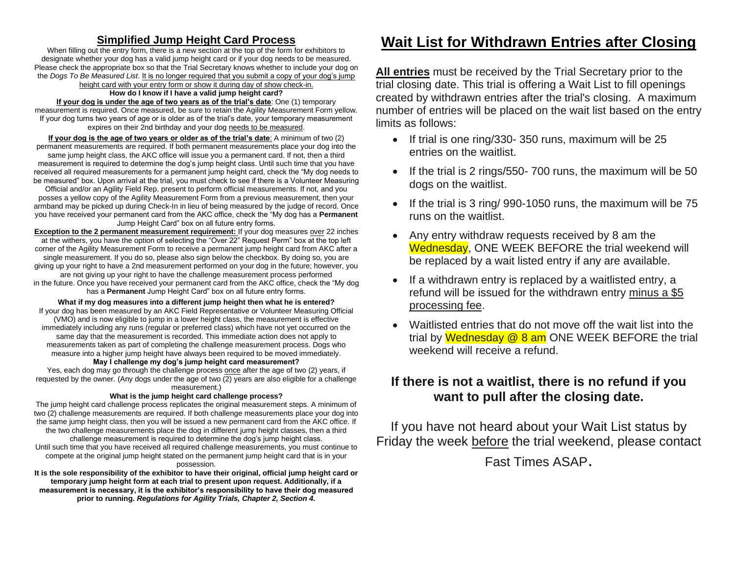## Simplified Jump Height Card Process

When filling out the entry form, there is a new section at the top of the form for exhibitors to designate whether your dog has a valid jump height card or if your dog needs to be measured. Please check the appropriate box so that the Trial Secretary knows whether to include your dog on the *Dogs To Be Measured List*. It is no longer required that you submit a copy of your dog's jump height card with your entry form or show it during day of show check-in.

**How do I know if I have a valid jump height card?**

**If your dog is under the age of two years as of the trial's date**: One (1) temporary measurement is required. Once measured, be sure to retain the Agility Measurement Form yellow. If your dog turns two years of age or is older as of the trial's date, your temporary measurement expires on their 2nd birthday and your dog needs to be measured.

**If your dog is the age of two years or older as of the trial's date**: A minimum of two (2) permanent measurements are required. If both permanent measurements place your dog into the same jump height class, the AKC office will issue you a permanent card. If not, then a third measurement is required to determine the dog's jump height class. Until such time that you have received all required measurements for a permanent jump height card, check the "My dog needs to be measured" box. Upon arrival at the trial, you must check to see if there is a Volunteer Measuring Official and/or an Agility Field Rep. present to perform official measurements. If not, and you posses a yellow copy of the Agility Measurement Form from a previous measurement, then your armband may be picked up during Check-In in lieu of being measured by the judge of record. Once you have received your permanent card from the AKC office, check the "My dog has a **Permanent** Jump Height Card" box on all future entry forms.

**Exception to the 2 permanent measurement requirement:** If your dog measures over 22 inches at the withers, you have the option of selecting the "Over 22" Request Perm" box at the top left corner of the Agility Measurement Form to receive a permanent jump height card from AKC after a single measurement. If you do so, please also sign below the checkbox. By doing so, you are giving up your right to have a 2nd measurement performed on your dog in the future; however, you are not giving up your right to have the challenge measurement process performed in the future. Once you have received your permanent card from the AKC office, check the "My dog has a **Permanent** Jump Height Card" box on all future entry forms.

**What if my dog measures into a different jump height then what he is entered?**

If your dog has been measured by an AKC Field Representative or Volunteer Measuring Official (VMO) and is now eligible to jump in a lower height class, the measurement is effective immediately including any runs (regular or preferred class) which have not yet occurred on the same day that the measurement is recorded. This immediate action does not apply to measurements taken as part of completing the challenge measurement process. Dogs who measure into a higher jump height have always been required to be moved immediately.

**May I challenge my dog's jump height card measurement?**

Yes, each dog may go through the challenge process once after the age of two (2) years, if requested by the owner. (Any dogs under the age of two (2) years are also eligible for a challenge measurement.)

**What is the jump height card challenge process?**

The jump height card challenge process replicates the original measurement steps. A minimum of two (2) challenge measurements are required. If both challenge measurements place your dog into the same jump height class, then you will be issued a new permanent card from the AKC office. If the two challenge measurements place the dog in different jump height classes, then a third challenge measurement is required to determine the dog's jump height class.

Until such time that you have received all required challenge measurements, you must continue to compete at the original jump height stated on the permanent jump height card that is in your possession.

**It is the sole responsibility of the exhibitor to have their original, official jump height card or temporary jump height form at each trial to present upon request. Additionally, if a measurement is necessary, it is the exhibitor's responsibility to have their dog measured prior to running.** ***Regulations for Agility Trials, Chapter 2, Section 4.***

## Wait List for Withdrawn Entries after Closing

**All entries** must be received by the Trial Secretary prior to the trial closing date. This trial is offering a Wait List to fill openings created by withdrawn entries after the trial's closing. A maximum number of entries will be placed on the wait list based on the entry limits as follows:

- If trial is one ring/330- 350 runs, maximum will be 25 entries on the waitlist.
- If the trial is 2 rings/550- 700 runs, the maximum will be 50 dogs on the waitlist.
- If the trial is 3 ring/ 990-1050 runs, the maximum will be 75 runs on the waitlist.
- Any entry withdraw requests received by 8 am the Wednesday, ONE WEEK BEFORE the trial weekend will be replaced by a wait listed entry if any are available.
- If a withdrawn entry is replaced by a waitlisted entry, a refund will be issued for the withdrawn entry minus a $5 processing fee.
- Waitlisted entries that do not move off the wait list into the trial by Wednesday @ 8 am ONE WEEK BEFORE the trial weekend will receive a refund.

### If there is not a waitlist, there is no refund if you want to pull after the closing date.

If you have not heard about your Wait List status by Friday the week before the trial weekend, please contact Fast Times ASAP.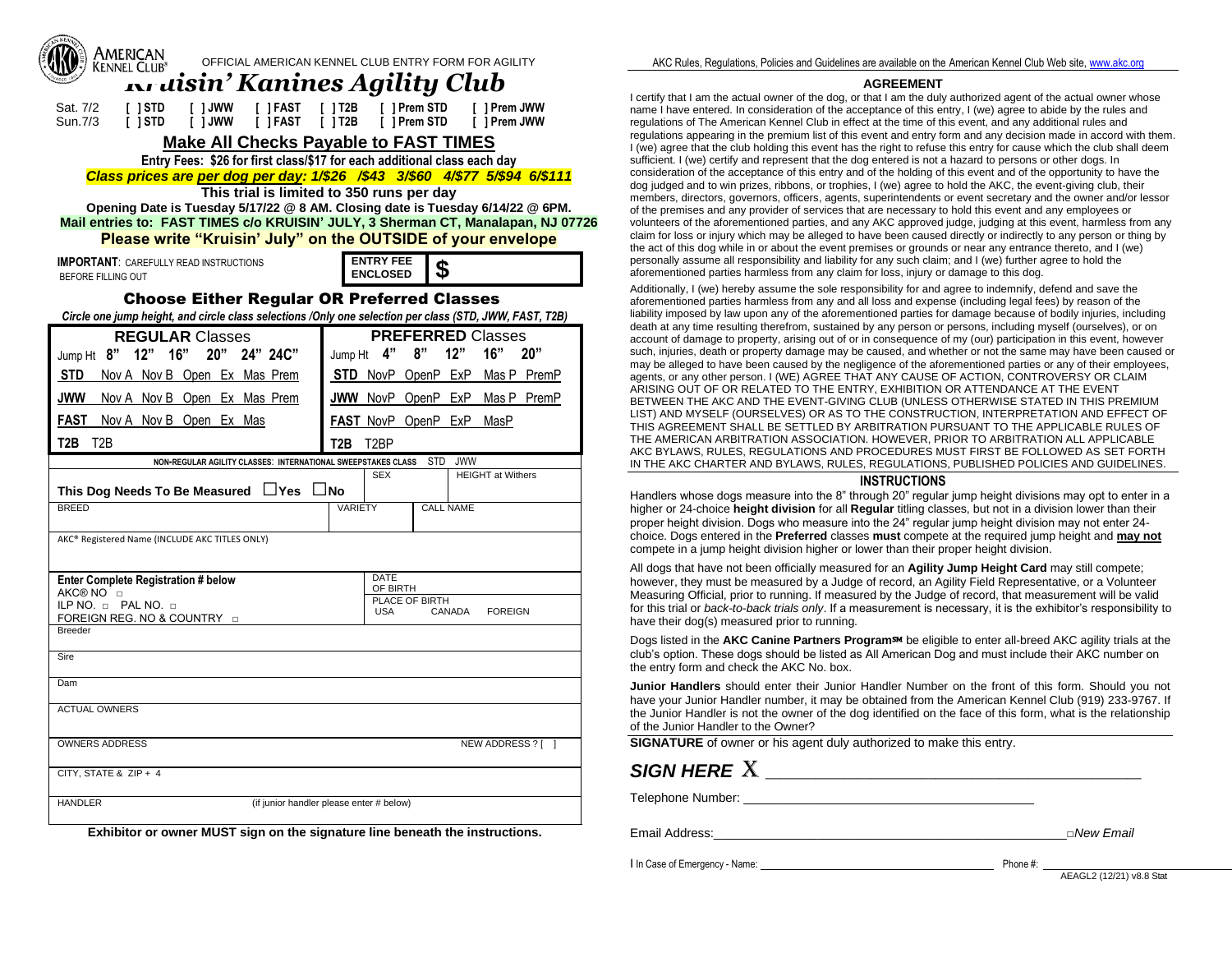AMERICAN KENNEL CLUB®

OFFICIAL AMERICAN KENNEL CLUB ENTRY FORM FOR AGILITY

# Kruisin' Kanines Agility Club

| | | | | | | |
|---|---|---|---|---|---|---|
| Sat. 7/2 | [ ] STD | [ ] JWW | [ ] FAST | [ ] T2B | [ ] Prem STD | [ ] Prem JWW |
| Sun.7/3 | [ ] STD | [ ] JWW | [ ] FAST | [ ] T2B | [ ] Prem STD | [ ] Prem JWW |

## Make All Checks Payable to FAST TIMES

**Entry Fees: $26 for first class/$17 for each additional class each day**

***Class prices are per dog per day: 1/$26 /$43 3/$60 4/$77 5/$94 6/$111***

**This trial is limited to 350 runs per day**

**Opening Date is Tuesday 5/17/22 @ 8 AM. Closing date is Tuesday 6/14/22 @ 6PM.**

**Mail entries to: FAST TIMES c/o KRUISIN' JULY, 3 Sherman CT, Manalapan, NJ 07726**

**Please write "Kruisin' July" on the OUTSIDE of your envelope**

**IMPORTANT**: CAREFULLY READ INSTRUCTIONS BEFORE FILLING OUT

**ENTRY FEE ENCLOSED** $

## Choose Either Regular OR Preferred Classes

*Circle one jump height, and circle class selections /Only one selection per class (STD, JWW, FAST, T2B)*

| **REGULAR** Classes | **PREFERRED** Classes |
|---|---|
| Jump Ht 8" 12" 16" 20" 24" 24C" | Jump Ht 4" 8" 12" 16" 20" |
| **STD** Nov A Nov B Open Ex Mas Prem | **STD** NovP OpenP ExP Mas P PremP |
| **JWW** Nov A Nov B Open Ex Mas Prem | **JWW** NovP OpenP ExP Mas P PremP |
| **FAST** Nov A Nov B Open Ex Mas | **FAST** NovP OpenP ExP MasP |
| **T2B** T2B | **T2B** T2BP |

NON-REGULAR AGILITY CLASSES: INTERNATIONAL SWEEPSTAKES CLASS STD JWW

| | | | |
|---|---|---|---|
| **This Dog Needs To Be Measured** ☐Yes ☐No | SEX | | HEIGHT at Withers |
| BREED | VARIETY | CALL NAME | |
| AKC® Registered Name (INCLUDE AKC TITLES ONLY) | | | |
| **Enter Complete Registration # below** AKC® NO ▫ ILP NO. ▫ PAL NO. ▫ FOREIGN REG. NO & COUNTRY ▫ | DATE OF BIRTH / PLACE OF BIRTH USA CANADA FOREIGN | | |
| Breeder | | | |
| Sire | | | |
| Dam | | | |
| ACTUAL OWNERS | | | |
| OWNERS ADDRESS NEW ADDRESS ? [ ] | | | |
| CITY, STATE & ZIP + 4 | | | |
| HANDLER (if junior handler please enter # below) | | | |

**Exhibitor or owner MUST sign on the signature line beneath the instructions.**

AKC Rules, Regulations, Policies and Guidelines are available on the American Kennel Club Web site, www.akc.org

### AGREEMENT

I certify that I am the actual owner of the dog, or that I am the duly authorized agent of the actual owner whose name I have entered. In consideration of the acceptance of this entry, I (we) agree to abide by the rules and regulations of The American Kennel Club in effect at the time of this event, and any additional rules and regulations appearing in the premium list of this event and entry form and any decision made in accord with them. I (we) agree that the club holding this event has the right to refuse this entry for cause which the club shall deem sufficient. I (we) certify and represent that the dog entered is not a hazard to persons or other dogs. In consideration of the acceptance of this entry and of the holding of this event and of the opportunity to have the dog judged and to win prizes, ribbons, or trophies, I (we) agree to hold the AKC, the event-giving club, their members, directors, governors, officers, agents, superintendents or event secretary and the owner and/or lessor of the premises and any provider of services that are necessary to hold this event and any employees or volunteers of the aforementioned parties, and any AKC approved judge, judging at this event, harmless from any claim for loss or injury which may be alleged to have been caused directly or indirectly to any person or thing by the act of this dog while in or about the event premises or grounds or near any entrance thereto, and I (we) personally assume all responsibility and liability for any such claim; and I (we) further agree to hold the aforementioned parties harmless from any claim for loss, injury or damage to this dog.

Additionally, I (we) hereby assume the sole responsibility for and agree to indemnify, defend and save the aforementioned parties harmless from any and all loss and expense (including legal fees) by reason of the liability imposed by law upon any of the aforementioned parties for damage because of bodily injuries, including death at any time resulting therefrom, sustained by any person or persons, including myself (ourselves), or on account of damage to property, arising out of or in consequence of my (our) participation in this event, however such, injuries, death or property damage may be caused, and whether or not the same may have been caused or may be alleged to have been caused by the negligence of the aforementioned parties or any of their employees, agents, or any other person. I (WE) AGREE THAT ANY CAUSE OF ACTION, CONTROVERSY OR CLAIM ARISING OUT OF OR RELATED TO THE ENTRY, EXHIBITION OR ATTENDANCE AT THE EVENT BETWEEN THE AKC AND THE EVENT-GIVING CLUB (UNLESS OTHERWISE STATED IN THIS PREMIUM LIST) AND MYSELF (OURSELVES) OR AS TO THE CONSTRUCTION, INTERPRETATION AND EFFECT OF THIS AGREEMENT SHALL BE SETTLED BY ARBITRATION PURSUANT TO THE APPLICABLE RULES OF THE AMERICAN ARBITRATION ASSOCIATION. HOWEVER, PRIOR TO ARBITRATION ALL APPLICABLE AKC BYLAWS, RULES, REGULATIONS AND PROCEDURES MUST FIRST BE FOLLOWED AS SET FORTH IN THE AKC CHARTER AND BYLAWS, RULES, REGULATIONS, PUBLISHED POLICIES AND GUIDELINES.

### INSTRUCTIONS

Handlers whose dogs measure into the 8" through 20" regular jump height divisions may opt to enter in a higher or 24-choice **height division** for all **Regular** titling classes, but not in a division lower than their proper height division. Dogs who measure into the 24" regular jump height division may not enter 24-choice. Dogs entered in the **Preferred** classes **must** compete at the required jump height and **may not** compete in a jump height division higher or lower than their proper height division.

All dogs that have not been officially measured for an **Agility Jump Height Card** may still compete; however, they must be measured by a Judge of record, an Agility Field Representative, or a Volunteer Measuring Official, prior to running. If measured by the Judge of record, that measurement will be valid for this trial or *back-to-back trials only*. If a measurement is necessary, it is the exhibitor's responsibility to have their dog(s) measured prior to running.

Dogs listed in the **AKC Canine Partners Program℠** be eligible to enter all-breed AKC agility trials at the club's option. These dogs should be listed as All American Dog and must include their AKC number on the entry form and check the AKC No. box.

**Junior Handlers** should enter their Junior Handler Number on the front of this form. Should you not have your Junior Handler number, it may be obtained from the American Kennel Club (919) 233-9767. If the Junior Handler is not the owner of the dog identified on the face of this form, what is the relationship of the Junior Handler to the Owner?

**SIGNATURE** of owner or his agent duly authorized to make this entry.

***SIGN HERE*** X ____________________________________________

Telephone Number: ____________________________________________

Email Address: ____________________________________________ ▫*New Email*

I In Case of Emergency - Name: ______________________________ Phone #: ______________________

AEAGL2 (12/21) v8.8 Stat